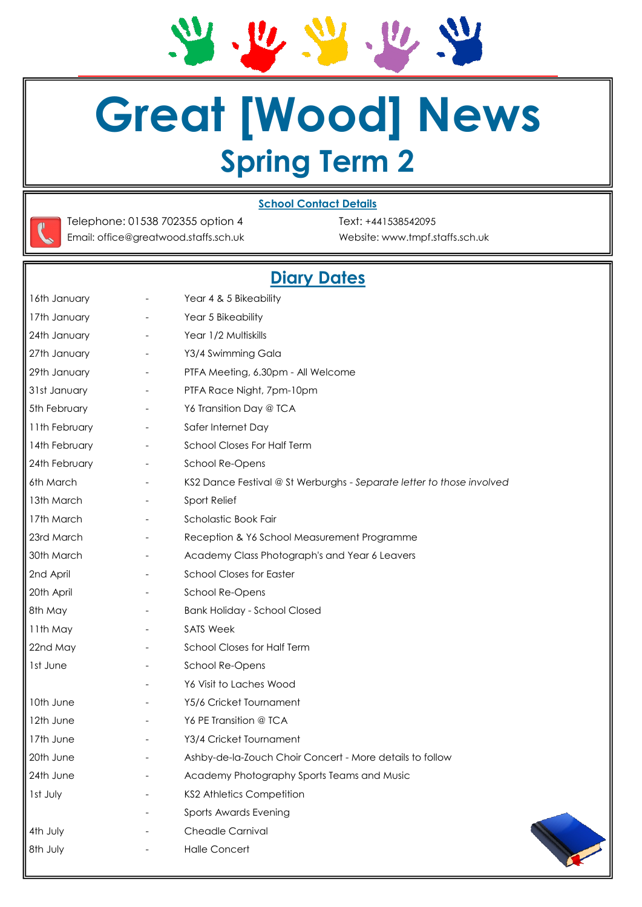# Great [Wood] News

## Spring Term 2

**School Contact Details**

Telephone: 01538 702355 option 4
Email: office@greatwood.staffs.sch.uk

Text: +441538542095
Website: www.tmpf.staffs.sch.uk

## Diary Dates

| Date | | Event |
|---|---|---|
| 16th January | - | Year 4 & 5 Bikeability |
| 17th January | - | Year 5 Bikeability |
| 24th January | - | Year 1/2 Multiskills |
| 27th January | - | Y3/4 Swimming Gala |
| 29th January | - | PTFA Meeting, 6.30pm - All Welcome |
| 31st January | - | PTFA Race Night, 7pm-10pm |
| 5th February | - | Y6 Transition Day @ TCA |
| 11th February | - | Safer Internet Day |
| 14th February | - | School Closes For Half Term |
| 24th February | - | School Re-Opens |
| 6th March | - | KS2 Dance Festival @ St Werburghs - *Separate letter to those involved* |
| 13th March | - | Sport Relief |
| 17th March | - | Scholastic Book Fair |
| 23rd March | - | Reception & Y6 School Measurement Programme |
| 30th March | - | Academy Class Photograph's and Year 6 Leavers |
| 2nd April | - | School Closes for Easter |
| 20th April | - | School Re-Opens |
| 8th May | - | Bank Holiday - School Closed |
| 11th May | - | SATS Week |
| 22nd May | - | School Closes for Half Term |
| 1st June | - | School Re-Opens |
| | - | Y6 Visit to Laches Wood |
| 10th June | - | Y5/6 Cricket Tournament |
| 12th June | - | Y6 PE Transition @ TCA |
| 17th June | - | Y3/4 Cricket Tournament |
| 20th June | - | Ashby-de-la-Zouch Choir Concert - More details to follow |
| 24th June | - | Academy Photography Sports Teams and Music |
| 1st July | - | KS2 Athletics Competition |
| | - | Sports Awards Evening |
| 4th July | - | Cheadle Carnival |
| 8th July | - | Halle Concert |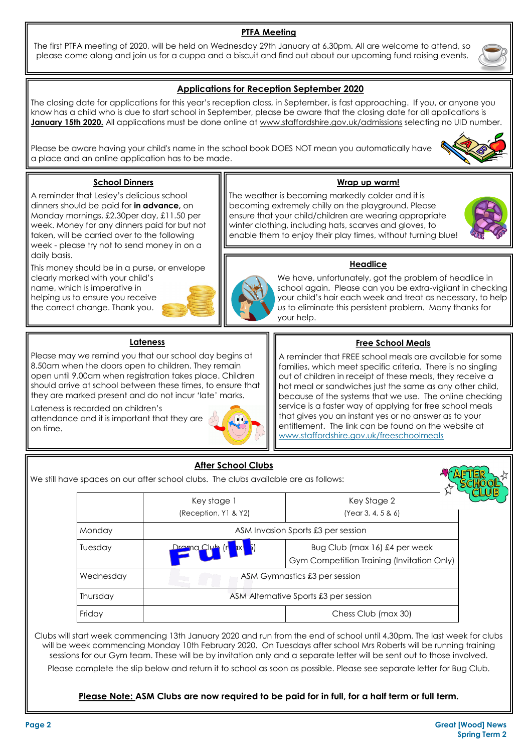## PTFA Meeting

The first PTFA meeting of 2020, will be held on Wednesday 29th January at 6.30pm. All are welcome to attend, so please come along and join us for a cuppa and a biscuit and find out about our upcoming fund raising events.

## Applications for Reception September 2020

The closing date for applications for this year's reception class, in September, is fast approaching. If you, or anyone you know has a child who is due to start school in September, please be aware that the closing date for all applications is **January 15th 2020.** All applications must be done online at www.staffordshire.gov.uk/admissions selecting no UID number.

Please be aware having your child's name in the school book DOES NOT mean you automatically have a place and an online application has to be made.

## School Dinners

A reminder that Lesley's delicious school dinners should be paid for **in advance,** on Monday mornings, £2.30per day, £11.50 per week. Money for any dinners paid for but not taken, will be carried over to the following week - please try not to send money in on a daily basis.

This money should be in a purse, or envelope clearly marked with your child's name, which is imperative in helping us to ensure you receive the correct change. Thank you.

## Wrap up warm!

The weather is becoming markedly colder and it is becoming extremely chilly on the playground. Please ensure that your child/children are wearing appropriate winter clothing, including hats, scarves and gloves, to enable them to enjoy their play times, without turning blue!

## Headlice

We have, unfortunately, got the problem of headlice in school again. Please can you be extra-vigilant in checking your child's hair each week and treat as necessary, to help us to eliminate this persistent problem. Many thanks for your help.

## Lateness

Please may we remind you that our school day begins at 8.50am when the doors open to children. They remain open until 9.00am when registration takes place. Children should arrive at school between these times, to ensure that they are marked present and do not incur 'late' marks.

Lateness is recorded on children's attendance and it is important that they are on time.

## Free School Meals

A reminder that FREE school meals are available for some families, which meet specific criteria. There is no singling out of children in receipt of these meals, they receive a hot meal or sandwiches just the same as any other child, because of the systems that we use. The online checking service is a faster way of applying for free school meals that gives you an instant yes or no answer as to your entitlement. The link can be found on the website at www.staffordshire.gov.uk/freeschoolmeals

## After School Clubs

We still have spaces on our after school clubs. The clubs available are as follows:

| | Key stage 1 (Reception, Y1 & Y2) | Key Stage 2 (Year 3, 4, 5 & 6) |
|---|---|---|
| Monday | ASM Invasion Sports £3 per session | |
| Tuesday | Drama Club (max 15) FULL | Bug Club (max 16) £4 per week<br>Gym Competition Training (Invitation Only) |
| Wednesday | ASM Gymnastics £3 per session | |
| Thursday | ASM Alternative Sports £3 per session | |
| Friday | | Chess Club (max 30) |

Clubs will start week commencing 13th January 2020 and run from the end of school until 4.30pm. The last week for clubs will be week commencing Monday 10th February 2020. On Tuesdays after school Mrs Roberts will be running training sessions for our Gym team. These will be by invitation only and a separate letter will be sent out to those involved.

Please complete the slip below and return it to school as soon as possible. Please see separate letter for Bug Club.

**Please Note: ASM Clubs are now required to be paid for in full, for a half term or full term.**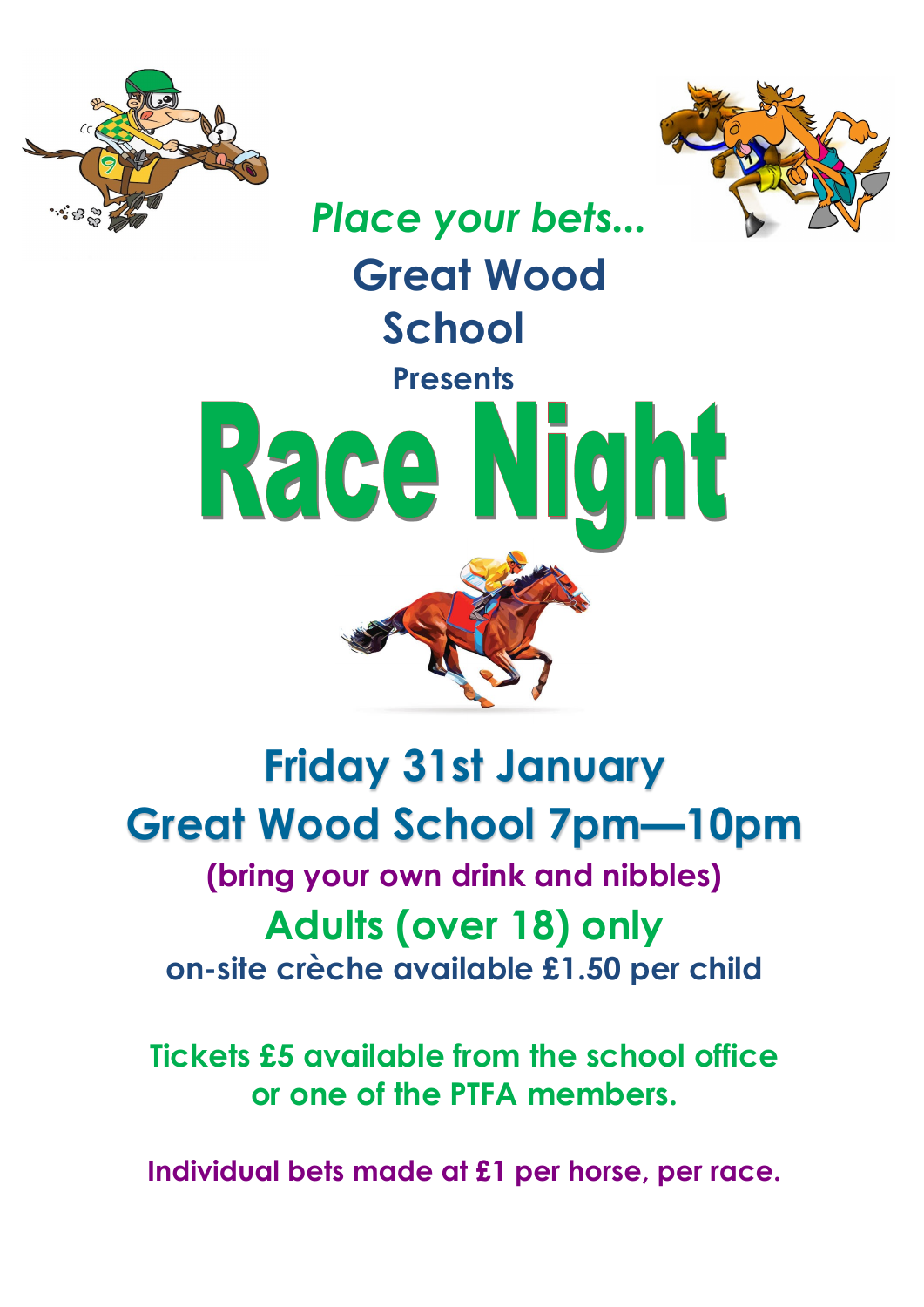*Place your bets...*

## Great Wood School

### Presents

# Race Night

## Friday 31st January

## Great Wood School 7pm—10pm

**(bring your own drink and nibbles)**

## Adults (over 18) only

**on-site crèche available £1.50 per child**

**Tickets £5 available from the school office or one of the PTFA members.**

**Individual bets made at £1 per horse, per race.**